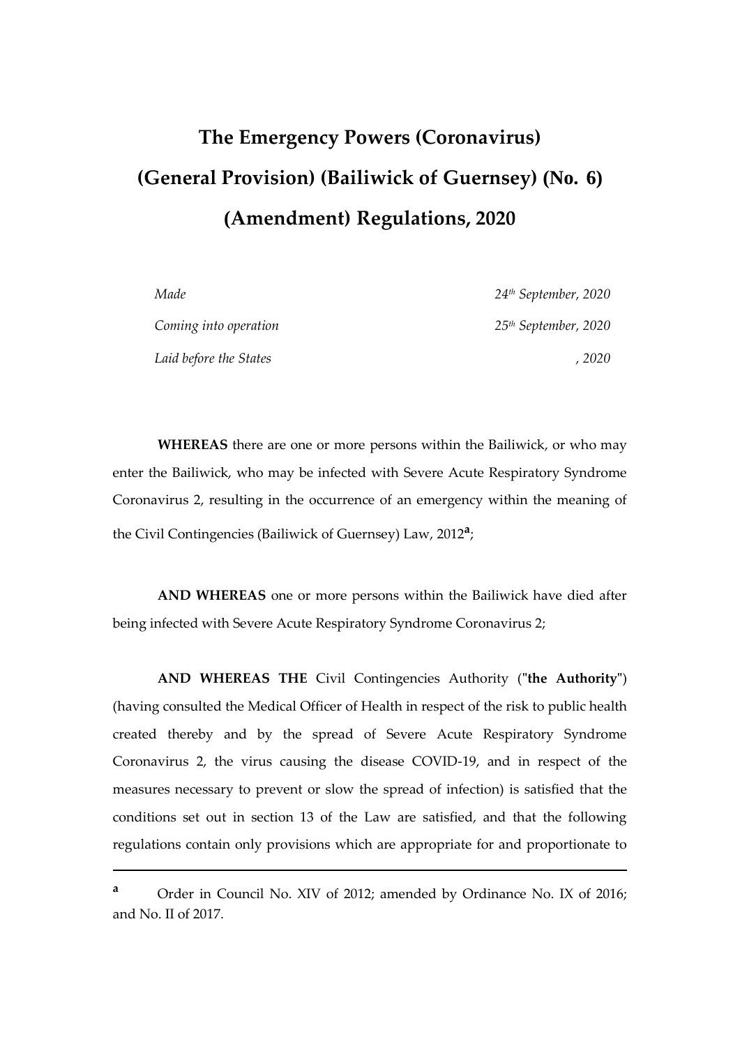# The Emergency Powers (Coronavirus) (General Provision) (Bailiwick of Guernsey) (No. 6) (Amendment) Regulations, 2020

| | |
|---|---|
| *Made* | *24th September, 2020* |
| *Coming into operation* | *25th September, 2020* |
| *Laid before the States* | *, 2020* |

**WHEREAS** there are one or more persons within the Bailiwick, or who may enter the Bailiwick, who may be infected with Severe Acute Respiratory Syndrome Coronavirus 2, resulting in the occurrence of an emergency within the meaning of the Civil Contingencies (Bailiwick of Guernsey) Law, 2012[a];

**AND WHEREAS** one or more persons within the Bailiwick have died after being infected with Severe Acute Respiratory Syndrome Coronavirus 2;

**AND WHEREAS THE** Civil Contingencies Authority ("**the Authority**") (having consulted the Medical Officer of Health in respect of the risk to public health created thereby and by the spread of Severe Acute Respiratory Syndrome Coronavirus 2, the virus causing the disease COVID-19, and in respect of the measures necessary to prevent or slow the spread of infection) is satisfied that the conditions set out in section 13 of the Law are satisfied, and that the following regulations contain only provisions which are appropriate for and proportionate to

---

[a] Order in Council No. XIV of 2012; amended by Ordinance No. IX of 2016; and No. II of 2017.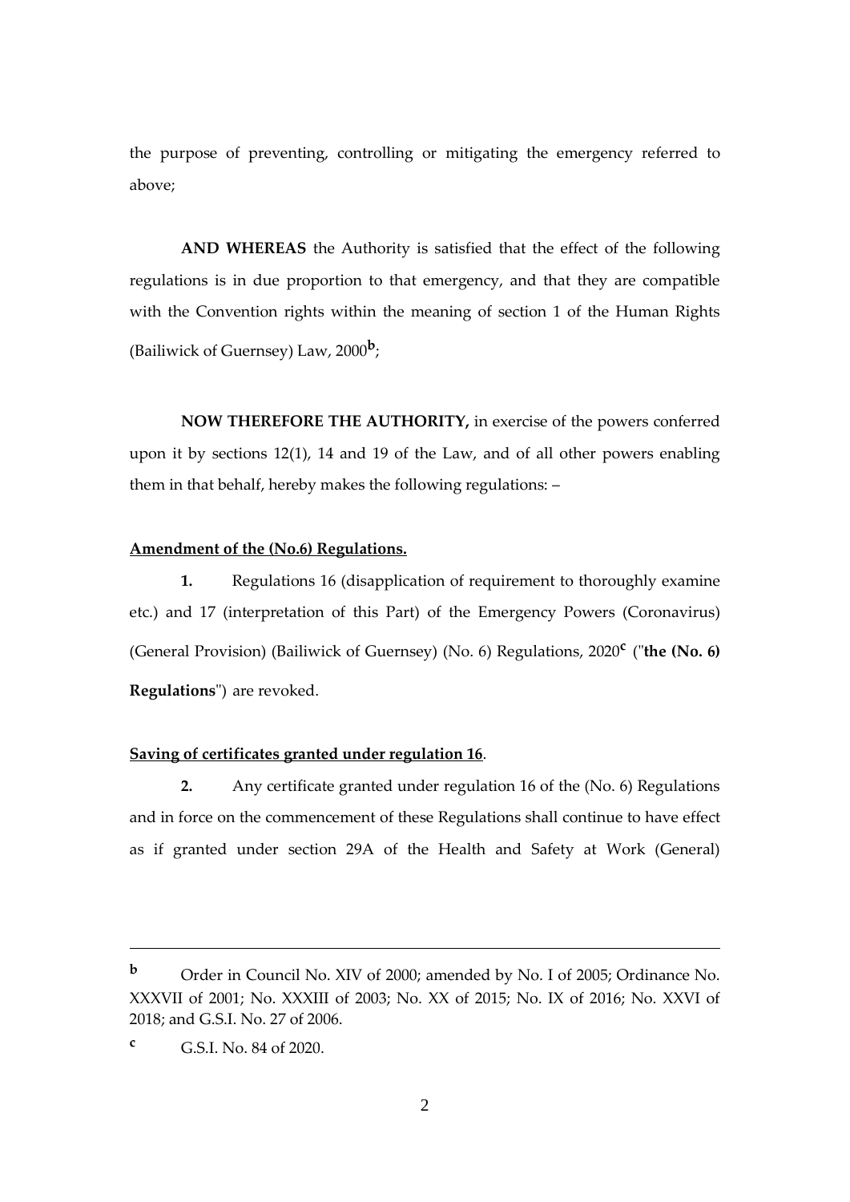the purpose of preventing, controlling or mitigating the emergency referred to above;

**AND WHEREAS** the Authority is satisfied that the effect of the following regulations is in due proportion to that emergency, and that they are compatible with the Convention rights within the meaning of section 1 of the Human Rights (Bailiwick of Guernsey) Law, 2000[b];

**NOW THEREFORE THE AUTHORITY,** in exercise of the powers conferred upon it by sections 12(1), 14 and 19 of the Law, and of all other powers enabling them in that behalf, hereby makes the following regulations: –

**Amendment of the (No.6) Regulations.**

**1.** Regulations 16 (disapplication of requirement to thoroughly examine etc.) and 17 (interpretation of this Part) of the Emergency Powers (Coronavirus) (General Provision) (Bailiwick of Guernsey) (No. 6) Regulations, 2020[c] ("**the (No. 6) Regulations**") are revoked.

**Saving of certificates granted under regulation 16**.

**2.** Any certificate granted under regulation 16 of the (No. 6) Regulations and in force on the commencement of these Regulations shall continue to have effect as if granted under section 29A of the Health and Safety at Work (General)

---

[b] Order in Council No. XIV of 2000; amended by No. I of 2005; Ordinance No. XXXVII of 2001; No. XXXIII of 2003; No. XX of 2015; No. IX of 2016; No. XXVI of 2018; and G.S.I. No. 27 of 2006.

[c] G.S.I. No. 84 of 2020.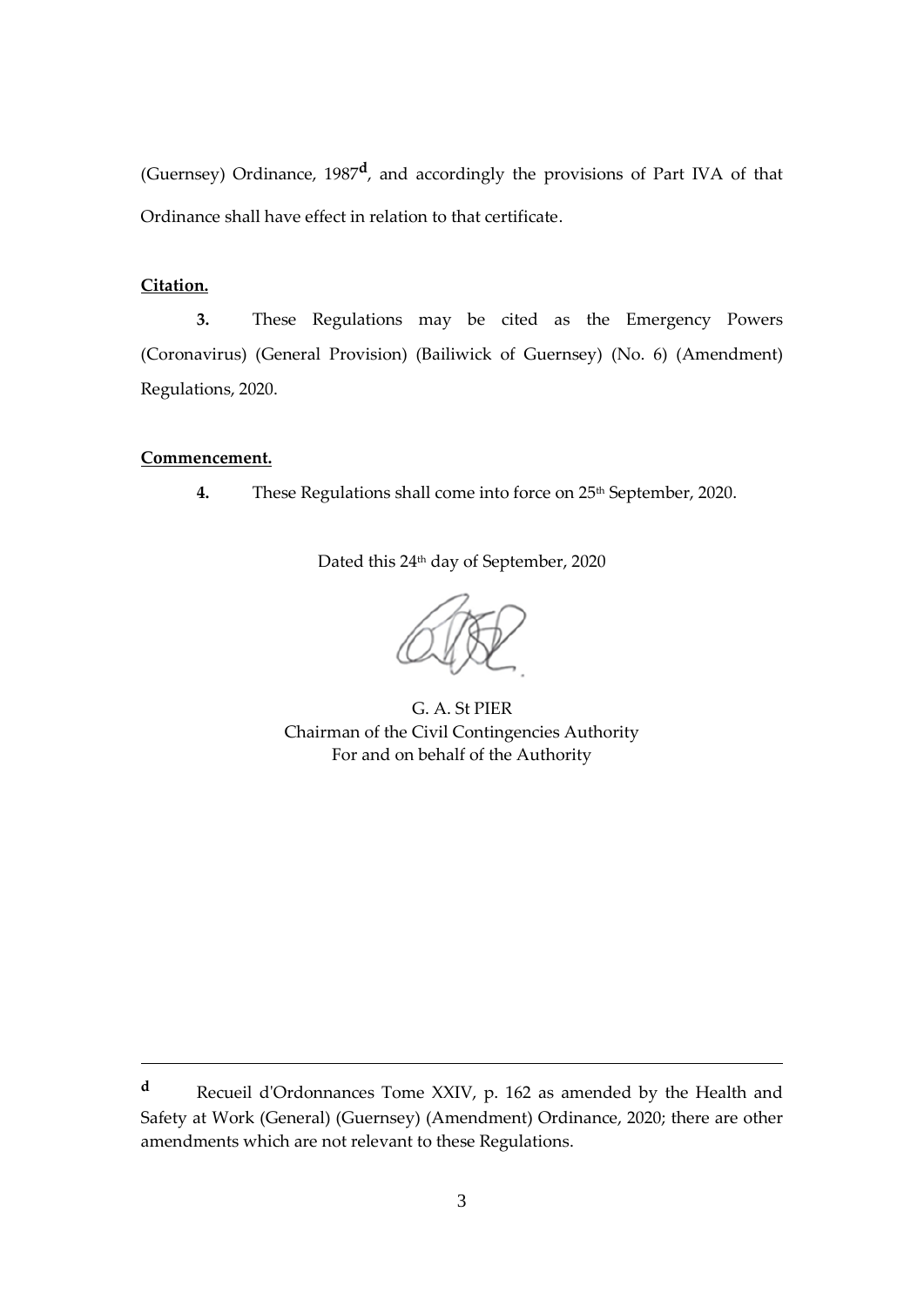(Guernsey) Ordinance, 1987[d], and accordingly the provisions of Part IVA of that Ordinance shall have effect in relation to that certificate.

**Citation.**

**3.** These Regulations may be cited as the Emergency Powers (Coronavirus) (General Provision) (Bailiwick of Guernsey) (No. 6) (Amendment) Regulations, 2020.

**Commencement.**

**4.** These Regulations shall come into force on 25th September, 2020.

Dated this 24th day of September, 2020

G. A. St PIER
Chairman of the Civil Contingencies Authority
For and on behalf of the Authority

---

[d] Recueil d'Ordonnances Tome XXIV, p. 162 as amended by the Health and Safety at Work (General) (Guernsey) (Amendment) Ordinance, 2020; there are other amendments which are not relevant to these Regulations.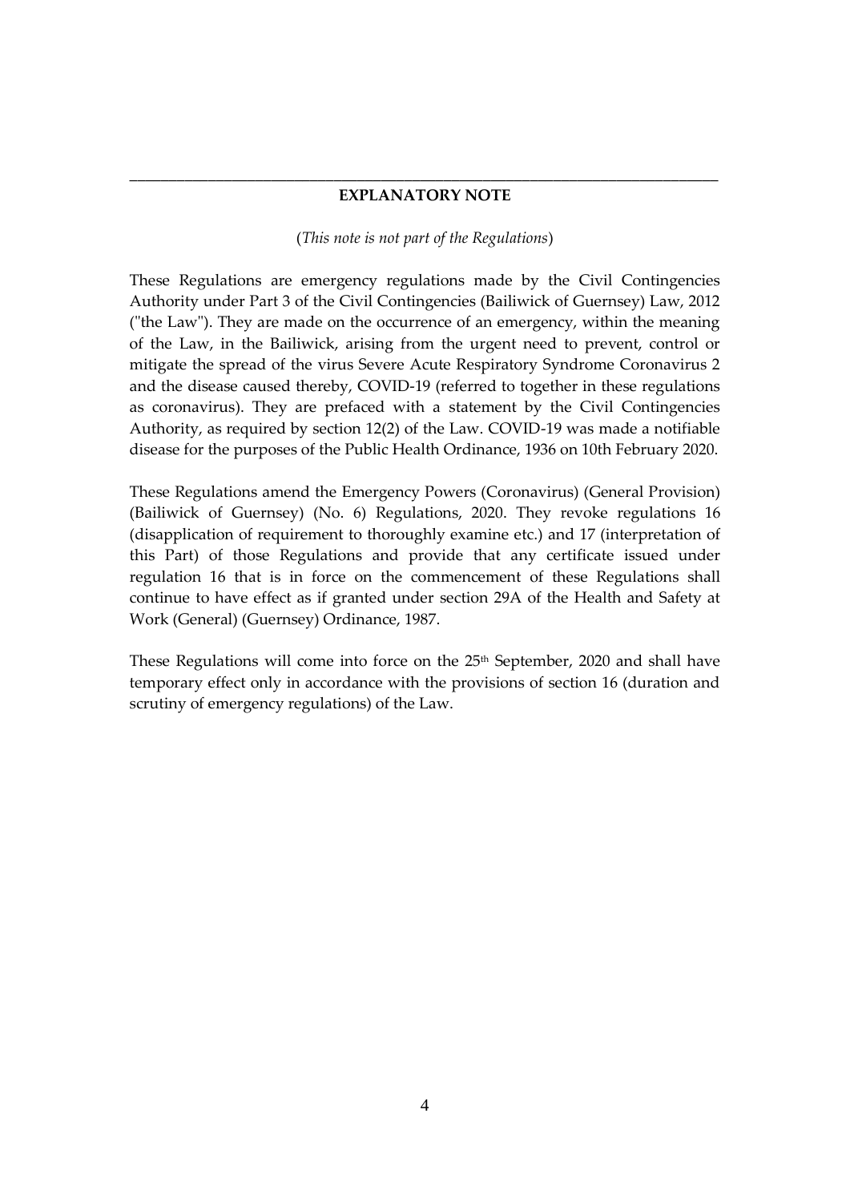## EXPLANATORY NOTE

(*This note is not part of the Regulations*)

These Regulations are emergency regulations made by the Civil Contingencies Authority under Part 3 of the Civil Contingencies (Bailiwick of Guernsey) Law, 2012 ("the Law"). They are made on the occurrence of an emergency, within the meaning of the Law, in the Bailiwick, arising from the urgent need to prevent, control or mitigate the spread of the virus Severe Acute Respiratory Syndrome Coronavirus 2 and the disease caused thereby, COVID-19 (referred to together in these regulations as coronavirus). They are prefaced with a statement by the Civil Contingencies Authority, as required by section 12(2) of the Law. COVID-19 was made a notifiable disease for the purposes of the Public Health Ordinance, 1936 on 10th February 2020.

These Regulations amend the Emergency Powers (Coronavirus) (General Provision) (Bailiwick of Guernsey) (No. 6) Regulations, 2020. They revoke regulations 16 (disapplication of requirement to thoroughly examine etc.) and 17 (interpretation of this Part) of those Regulations and provide that any certificate issued under regulation 16 that is in force on the commencement of these Regulations shall continue to have effect as if granted under section 29A of the Health and Safety at Work (General) (Guernsey) Ordinance, 1987.

These Regulations will come into force on the 25th September, 2020 and shall have temporary effect only in accordance with the provisions of section 16 (duration and scrutiny of emergency regulations) of the Law.